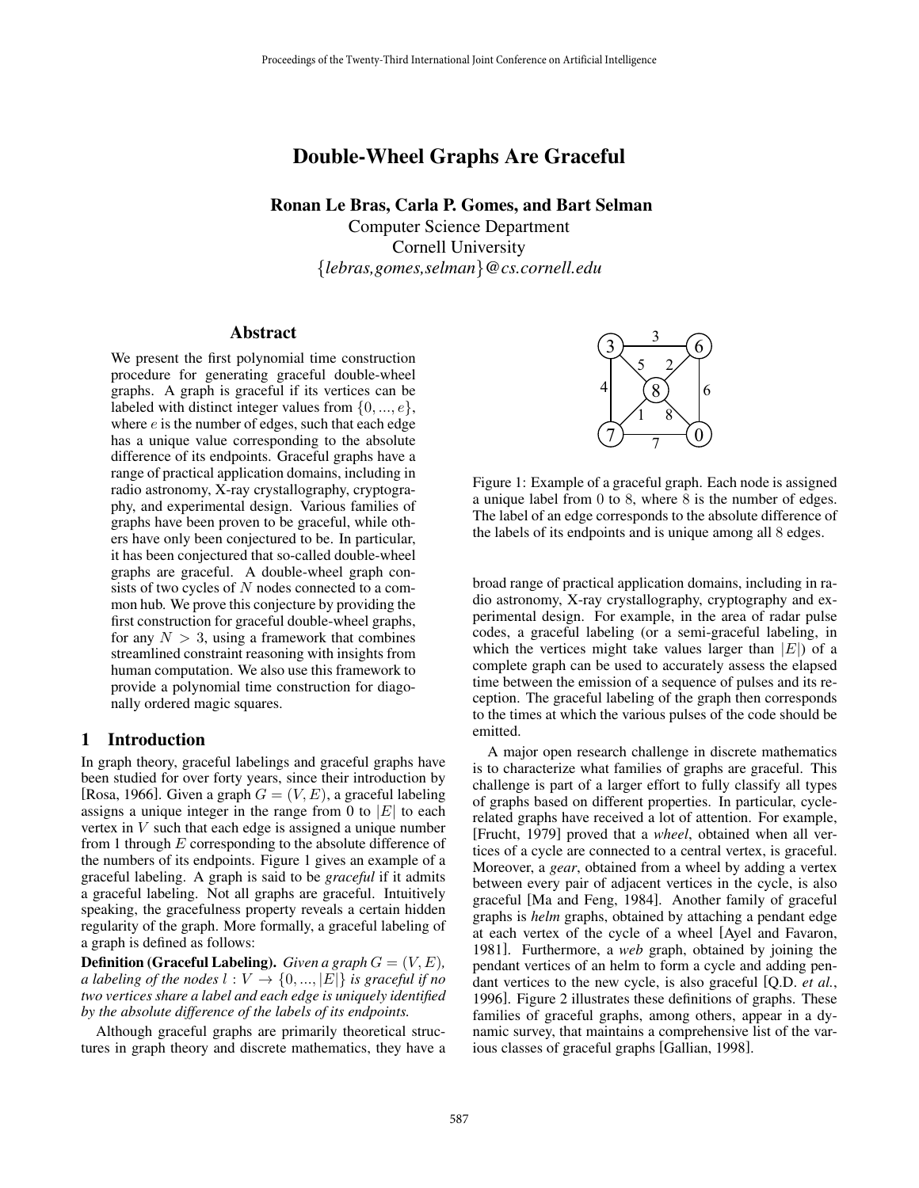# Double-Wheel Graphs Are Graceful

**Ronan Le Bras, Carla P. Gomes, and Bart Selman**
Computer Science Department
Cornell University
{*lebras,gomes,selman*}*@cs.cornell.edu*

## Abstract

We present the first polynomial time construction procedure for generating graceful double-wheel graphs. A graph is graceful if its vertices can be labeled with distinct integer values from $\{0, ..., e\}$, where $e$ is the number of edges, such that each edge has a unique value corresponding to the absolute difference of its endpoints. Graceful graphs have a range of practical application domains, including in radio astronomy, X-ray crystallography, cryptography, and experimental design. Various families of graphs have been proven to be graceful, while others have only been conjectured to be. In particular, it has been conjectured that so-called double-wheel graphs are graceful. A double-wheel graph consists of two cycles of $N$ nodes connected to a common hub. We prove this conjecture by providing the first construction for graceful double-wheel graphs, for any $N > 3$, using a framework that combines streamlined constraint reasoning with insights from human computation. We also use this framework to provide a polynomial time construction for diagonally ordered magic squares.

## 1 Introduction

In graph theory, graceful labelings and graceful graphs have been studied for over forty years, since their introduction by [Rosa, 1966]. Given a graph $G = (V, E)$, a graceful labeling assigns a unique integer in the range from 0 to $|E|$ to each vertex in $V$ such that each edge is assigned a unique number from 1 through $E$ corresponding to the absolute difference of the numbers of its endpoints. Figure 1 gives an example of a graceful labeling. A graph is said to be *graceful* if it admits a graceful labeling. Not all graphs are graceful. Intuitively speaking, the gracefulness property reveals a certain hidden regularity of the graph. More formally, a graceful labeling of a graph is defined as follows:

**Definition (Graceful Labeling).** *Given a graph $G = (V, E)$, a labeling of the nodes $l : V \rightarrow \{0, ..., |E|\}$ is graceful if no two vertices share a label and each edge is uniquely identified by the absolute difference of the labels of its endpoints.*

Although graceful graphs are primarily theoretical structures in graph theory and discrete mathematics, they have a broad range of practical application domains, including in radio astronomy, X-ray crystallography, cryptography and experimental design. For example, in the area of radar pulse codes, a graceful labeling (or a semi-graceful labeling, in which the vertices might take values larger than $|E|$) of a complete graph can be used to accurately assess the elapsed time between the emission of a sequence of pulses and its reception. The graceful labeling of the graph then corresponds to the times at which the various pulses of the code should be emitted.

Figure 1: Example of a graceful graph. Each node is assigned a unique label from 0 to 8, where 8 is the number of edges. The label of an edge corresponds to the absolute difference of the labels of its endpoints and is unique among all 8 edges.

A major open research challenge in discrete mathematics is to characterize what families of graphs are graceful. This challenge is part of a larger effort to fully classify all types of graphs based on different properties. In particular, cycle-related graphs have received a lot of attention. For example, [Frucht, 1979] proved that a *wheel*, obtained when all vertices of a cycle are connected to a central vertex, is graceful. Moreover, a *gear*, obtained from a wheel by adding a vertex between every pair of adjacent vertices in the cycle, is also graceful [Ma and Feng, 1984]. Another family of graceful graphs is *helm* graphs, obtained by attaching a pendant edge at each vertex of the cycle of a wheel [Ayel and Favaron, 1981]. Furthermore, a *web* graph, obtained by joining the pendant vertices of an helm to form a cycle and adding pendant vertices to the new cycle, is also graceful [Q.D. *et al.*, 1996]. Figure 2 illustrates these definitions of graphs. These families of graceful graphs, among others, appear in a dynamic survey, that maintains a comprehensive list of the various classes of graceful graphs [Gallian, 1998].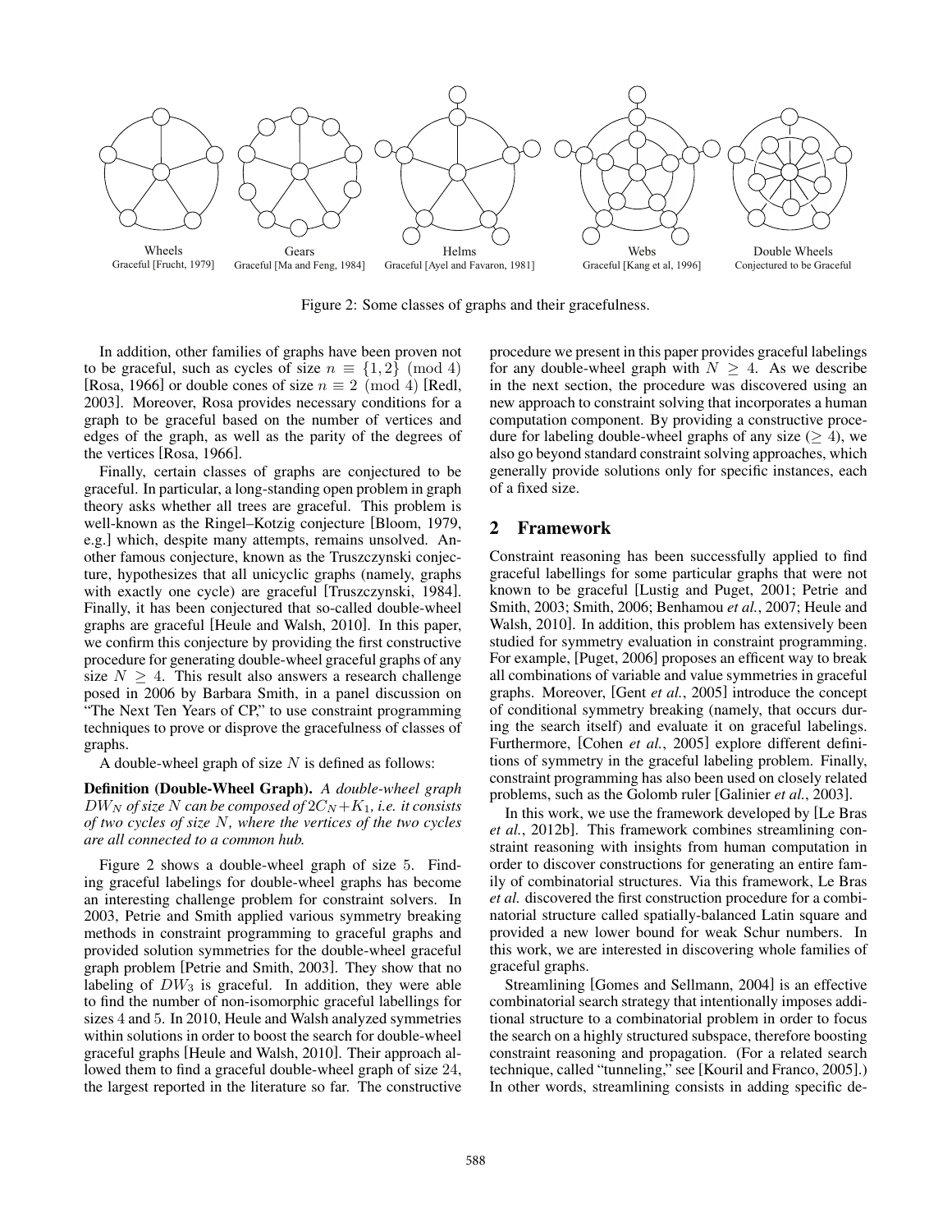Wheels
Graceful [Frucht, 1979]

Gears
Graceful [Ma and Feng, 1984]

Helms
Graceful [Ayel and Favaron, 1981]

Webs
Graceful [Kang et al, 1996]

Double Wheels
Conjectured to be Graceful

Figure 2: Some classes of graphs and their gracefulness.

In addition, other families of graphs have been proven not to be graceful, such as cycles of size $n \equiv \{1, 2\} \pmod 4$ [Rosa, 1966] or double cones of size $n \equiv 2 \pmod 4$ [Redl, 2003]. Moreover, Rosa provides necessary conditions for a graph to be graceful based on the number of vertices and edges of the graph, as well as the parity of the degrees of the vertices [Rosa, 1966].

Finally, certain classes of graphs are conjectured to be graceful. In particular, a long-standing open problem in graph theory asks whether all trees are graceful. This problem is well-known as the Ringel–Kotzig conjecture [Bloom, 1979, e.g.] which, despite many attempts, remains unsolved. Another famous conjecture, known as the Truszczynski conjecture, hypothesizes that all unicyclic graphs (namely, graphs with exactly one cycle) are graceful [Truszczynski, 1984]. Finally, it has been conjectured that so-called double-wheel graphs are graceful [Heule and Walsh, 2010]. In this paper, we confirm this conjecture by providing the first constructive procedure for generating double-wheel graceful graphs of any size $N \geq 4$. This result also answers a research challenge posed in 2006 by Barbara Smith, in a panel discussion on "The Next Ten Years of CP," to use constraint programming techniques to prove or disprove the gracefulness of classes of graphs.

A double-wheel graph of size $N$ is defined as follows:

**Definition (Double-Wheel Graph).** *A double-wheel graph $DW_N$ of size $N$ can be composed of $2C_N + K_1$, i.e. it consists of two cycles of size $N$, where the vertices of the two cycles are all connected to a common hub.*

Figure 2 shows a double-wheel graph of size 5. Finding graceful labelings for double-wheel graphs has become an interesting challenge problem for constraint solvers. In 2003, Petrie and Smith applied various symmetry breaking methods in constraint programming to graceful graphs and provided solution symmetries for the double-wheel graceful graph problem [Petrie and Smith, 2003]. They show that no labeling of $DW_3$ is graceful. In addition, they were able to find the number of non-isomorphic graceful labellings for sizes 4 and 5. In 2010, Heule and Walsh analyzed symmetries within solutions in order to boost the search for double-wheel graceful graphs [Heule and Walsh, 2010]. Their approach allowed them to find a graceful double-wheel graph of size 24, the largest reported in the literature so far. The constructive procedure we present in this paper provides graceful labelings for any double-wheel graph with $N \geq 4$. As we describe in the next section, the procedure was discovered using an new approach to constraint solving that incorporates a human computation component. By providing a constructive procedure for labeling double-wheel graphs of any size ($\geq 4$), we also go beyond standard constraint solving approaches, which generally provide solutions only for specific instances, each of a fixed size.

## 2 Framework

Constraint reasoning has been successfully applied to find graceful labellings for some particular graphs that were not known to be graceful [Lustig and Puget, 2001; Petrie and Smith, 2003; Smith, 2006; Benhamou *et al.*, 2007; Heule and Walsh, 2010]. In addition, this problem has extensively been studied for symmetry evaluation in constraint programming. For example, [Puget, 2006] proposes an efficent way to break all combinations of variable and value symmetries in graceful graphs. Moreover, [Gent *et al.*, 2005] introduce the concept of conditional symmetry breaking (namely, that occurs during the search itself) and evaluate it on graceful labelings. Furthermore, [Cohen *et al.*, 2005] explore different definitions of symmetry in the graceful labeling problem. Finally, constraint programming has also been used on closely related problems, such as the Golomb ruler [Galinier *et al.*, 2003].

In this work, we use the framework developed by [Le Bras *et al.*, 2012b]. This framework combines streamlining constraint reasoning with insights from human computation in order to discover constructions for generating an entire family of combinatorial structures. Via this framework, Le Bras *et al.* discovered the first construction procedure for a combinatorial structure called spatially-balanced Latin square and provided a new lower bound for weak Schur numbers. In this work, we are interested in discovering whole families of graceful graphs.

Streamlining [Gomes and Sellmann, 2004] is an effective combinatorial search strategy that intentionally imposes additional structure to a combinatorial problem in order to focus the search on a highly structured subspace, therefore boosting constraint reasoning and propagation. (For a related search technique, called "tunneling," see [Kouril and Franco, 2005].) In other words, streamlining consists in adding specific de-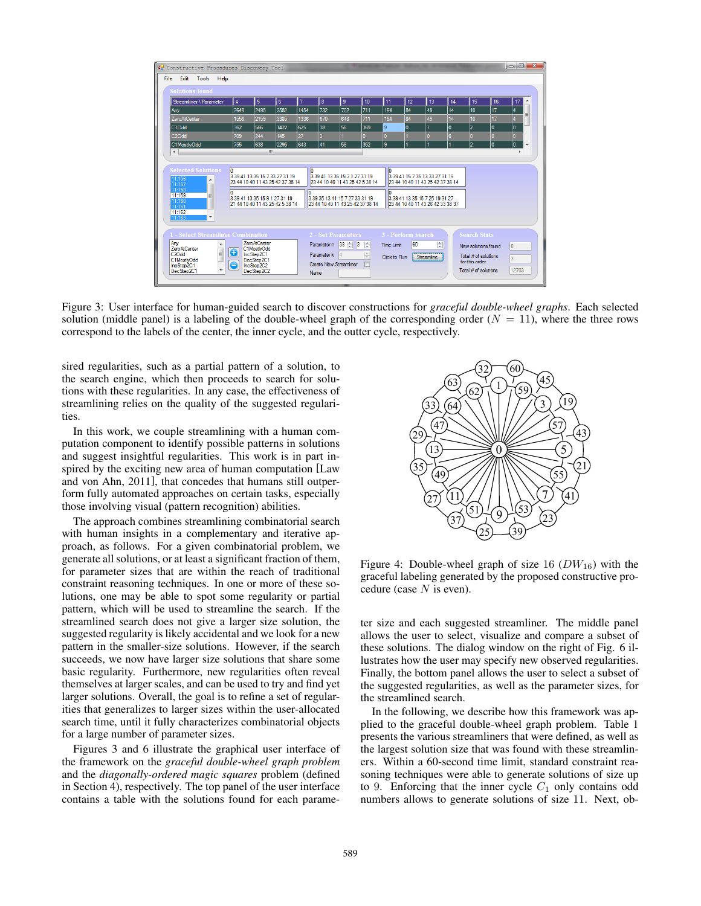Figure 3: User interface for human-guided search to discover constructions for *graceful double-wheel graphs*. Each selected solution (middle panel) is a labeling of the double-wheel graph of the corresponding order ($N = 11$), where the three rows correspond to the labels of the center, the inner cycle, and the outter cycle, respectively.

sired regularities, such as a partial pattern of a solution, to the search engine, which then proceeds to search for solutions with these regularities. In any case, the effectiveness of streamlining relies on the quality of the suggested regularities.

In this work, we couple streamlining with a human computation component to identify possible patterns in solutions and suggest insightful regularities. This work is in part inspired by the exciting new area of human computation [Law and von Ahn, 2011], that concedes that humans still outperform fully automated approaches on certain tasks, especially those involving visual (pattern recognition) abilities.

The approach combines streamlining combinatorial search with human insights in a complementary and iterative approach, as follows. For a given combinatorial problem, we generate all solutions, or at least a significant fraction of them, for parameter sizes that are within the reach of traditional constraint reasoning techniques. In one or more of these solutions, one may be able to spot some regularity or partial pattern, which will be used to streamline the search. If the streamlined search does not give a larger size solution, the suggested regularity is likely accidental and we look for a new pattern in the smaller-size solutions. However, if the search succeeds, we now have larger size solutions that share some basic regularity. Furthermore, new regularities often reveal themselves at larger scales, and can be used to try and find yet larger solutions. Overall, the goal is to refine a set of regularities that generalizes to larger sizes within the user-allocated search time, until it fully characterizes combinatorial objects for a large number of parameter sizes.

Figures 3 and 6 illustrate the graphical user interface of the framework on the *graceful double-wheel graph problem* and the *diagonally-ordered magic squares* problem (defined in Section 4), respectively. The top panel of the user interface contains a table with the solutions found for each parameter size and each suggested streamliner. The middle panel allows the user to select, visualize and compare a subset of these solutions. The dialog window on the right of Fig. 6 illustrates how the user may specify new observed regularities. Finally, the bottom panel allows the user to select a subset of the suggested regularities, as well as the parameter sizes, for the streamlined search.

Figure 4: Double-wheel graph of size 16 ($DW_{16}$) with the graceful labeling generated by the proposed constructive procedure (case $N$ is even).

In the following, we describe how this framework was applied to the graceful double-wheel graph problem. Table 1 presents the various streamliners that were defined, as well as the largest solution size that was found with these streamliners. Within a 60-second time limit, standard constraint reasoning techniques were able to generate solutions of size up to 9. Enforcing that the inner cycle $C_1$ only contains odd numbers allows to generate solutions of size 11. Next, ob-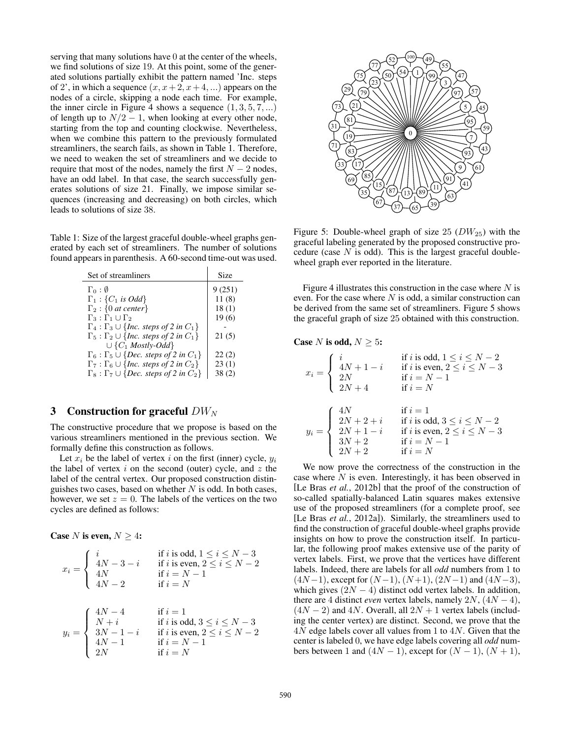serving that many solutions have 0 at the center of the wheels, we find solutions of size 19. At this point, some of the generated solutions partially exhibit the pattern named 'Inc. steps of 2', in which a sequence $(x, x+2, x+4, ...)$ appears on the nodes of a circle, skipping a node each time. For example, the inner circle in Figure 4 shows a sequence $(1, 3, 5, 7, ...)$ of length up to $N/2 - 1$, when looking at every other node, starting from the top and counting clockwise. Nevertheless, when we combine this pattern to the previously formulated streamliners, the search fails, as shown in Table 1. Therefore, we need to weaken the set of streamliners and we decide to require that most of the nodes, namely the first $N - 2$ nodes, have an odd label. In that case, the search successfully generates solutions of size 21. Finally, we impose similar sequences (increasing and decreasing) on both circles, which leads to solutions of size 38.

Table 1: Size of the largest graceful double-wheel graphs generated by each set of streamliners. The number of solutions found appears in parenthesis. A 60-second time-out was used.

| Set of streamliners | Size |
|---|---|
| $\Gamma_0 : \emptyset$ | 9 (251) |
| $\Gamma_1 : \{C_1$ *is Odd*$\}$ | 11 (8) |
| $\Gamma_2 : \{0$ *at center*$\}$ | 18 (1) |
| $\Gamma_3 : \Gamma_1 \cup \Gamma_2$ | 19 (6) |
| $\Gamma_4 : \Gamma_3 \cup \{$*Inc. steps of 2 in* $C_1\}$ | - |
| $\Gamma_5 : \Gamma_2 \cup \{$*Inc. steps of 2 in* $C_1\}$ $\cup \{C_1$ *Mostly-Odd*$\}$ | 21 (5) |
| $\Gamma_6 : \Gamma_5 \cup \{$*Dec. steps of 2 in* $C_1\}$ | 22 (2) |
| $\Gamma_7 : \Gamma_6 \cup \{$*Inc. steps of 2 in* $C_2\}$ | 23 (1) |
| $\Gamma_8 : \Gamma_7 \cup \{$*Dec. steps of 2 in* $C_2\}$ | 38 (2) |

## 3 Construction for graceful $DW_N$

The constructive procedure that we propose is based on the various streamliners mentioned in the previous section. We formally define this construction as follows.

Let $x_i$ be the label of vertex $i$ on the first (inner) cycle, $y_i$ the label of vertex $i$ on the second (outer) cycle, and $z$ the label of the central vertex. Our proposed construction distinguishes two cases, based on whether $N$ is odd. In both cases, however, we set $z = 0$. The labels of the vertices on the two cycles are defined as follows:

**Case $N$ is even, $N \geq 4$:**

$$x_i = \begin{cases} i & \text{if } i \text{ is odd, } 1 \leq i \leq N-3 \\ 4N-3-i & \text{if } i \text{ is even, } 2 \leq i \leq N-2 \\ 4N & \text{if } i = N-1 \\ 4N-2 & \text{if } i = N \end{cases}$$

$$y_i = \begin{cases} 4N-4 & \text{if } i = 1 \\ N+i & \text{if } i \text{ is odd, } 3 \leq i \leq N-3 \\ 3N-1-i & \text{if } i \text{ is even, } 2 \leq i \leq N-2 \\ 4N-1 & \text{if } i = N-1 \\ 2N & \text{if } i = N \end{cases}$$

Figure 5: Double-wheel graph of size 25 ($DW_{25}$) with the graceful labeling generated by the proposed constructive procedure (case $N$ is odd). This is the largest graceful double-wheel graph ever reported in the literature.

Figure 4 illustrates this construction in the case where $N$ is even. For the case where $N$ is odd, a similar construction can be derived from the same set of streamliners. Figure 5 shows the graceful graph of size 25 obtained with this construction.

**Case $N$ is odd, $N \geq 5$:**

$$x_i = \begin{cases} i & \text{if } i \text{ is odd, } 1 \leq i \leq N-2 \\ 4N+1-i & \text{if } i \text{ is even, } 2 \leq i \leq N-3 \\ 2N & \text{if } i = N-1 \\ 2N+4 & \text{if } i = N \end{cases}$$

$$y_i = \begin{cases} 4N & \text{if } i = 1 \\ 2N+2+i & \text{if } i \text{ is odd, } 3 \leq i \leq N-2 \\ 2N+1-i & \text{if } i \text{ is even, } 2 \leq i \leq N-3 \\ 3N+2 & \text{if } i = N-1 \\ 2N+2 & \text{if } i = N \end{cases}$$

We now prove the correctness of the construction in the case where $N$ is even. Interestingly, it has been observed in [Le Bras *et al.*, 2012b] that the proof of the construction of so-called spatially-balanced Latin squares makes extensive use of the proposed streamliners (for a complete proof, see [Le Bras *et al.*, 2012a]). Similarly, the streamliners used to find the construction of graceful double-wheel graphs provide insights on how to prove the construction itself. In particular, the following proof makes extensive use of the parity of vertex labels. First, we prove that the vertices have different labels. Indeed, there are labels for all *odd* numbers from 1 to $(4N-1)$, except for $(N-1)$, $(N+1)$, $(2N-1)$ and $(4N-3)$, which gives $(2N-4)$ distinct odd vertex labels. In addition, there are 4 distinct *even* vertex labels, namely $2N$, $(4N-4)$, $(4N-2)$ and $4N$. Overall, all $2N+1$ vertex labels (including the center vertex) are distinct. Second, we prove that the $4N$ edge labels cover all values from 1 to $4N$. Given that the center is labeled 0, we have edge labels covering all *odd* numbers between 1 and $(4N-1)$, except for $(N-1)$, $(N+1)$,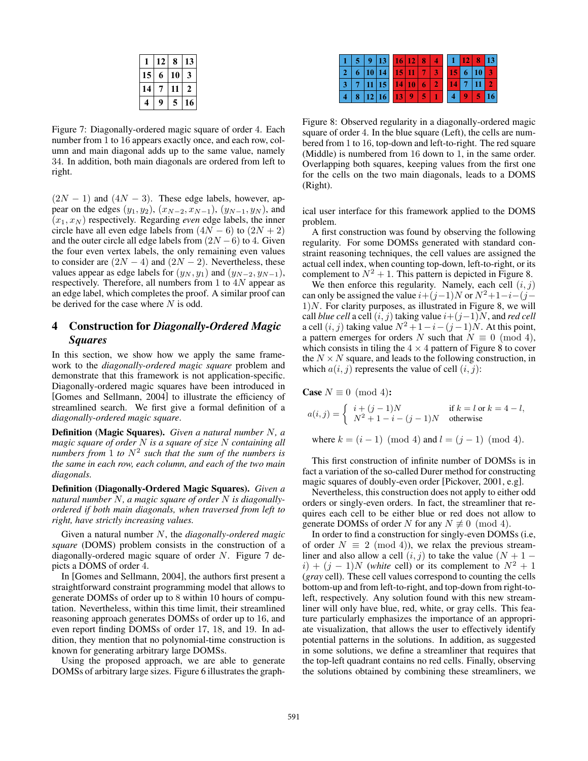| 1 | 12 | 8 | 13 |
|---|---|---|---|
| 15 | 6 | 10 | 3 |
| 14 | 7 | 11 | 2 |
| 4 | 9 | 5 | 16 |

Figure 7: Diagonally-ordered magic square of order 4. Each number from 1 to 16 appears exactly once, and each row, column and main diagonal adds up to the same value, namely 34. In addition, both main diagonals are ordered from left to right.

$(2N-1)$ and $(4N-3)$. These edge labels, however, appear on the edges $(y_1, y_2)$, $(x_{N-2}, x_{N-1})$, $(y_{N-1}, y_N)$, and $(x_1, x_N)$ respectively. Regarding *even* edge labels, the inner circle have all even edge labels from $(4N-6)$ to $(2N+2)$ and the outer circle all edge labels from $(2N-6)$ to 4. Given the four even vertex labels, the only remaining even values to consider are $(2N-4)$ and $(2N-2)$. Nevertheless, these values appear as edge labels for $(y_N, y_1)$ and $(y_{N-2}, y_{N-1})$, respectively. Therefore, all numbers from 1 to $4N$ appear as an edge label, which completes the proof. A similar proof can be derived for the case where $N$ is odd.

## 4 Construction for *Diagonally-Ordered Magic Squares*

In this section, we show how we apply the same framework to the *diagonally-ordered magic square* problem and demonstrate that this framework is not application-specific. Diagonally-ordered magic squares have been introduced in [Gomes and Sellmann, 2004] to illustrate the efficiency of streamlined search. We first give a formal definition of a *diagonally-ordered magic square*.

**Definition (Magic Squares).** *Given a natural number $N$, a magic square of order $N$ is a square of size $N$ containing all numbers from 1 to $N^2$ such that the sum of the numbers is the same in each row, each column, and each of the two main diagonals.*

**Definition (Diagonally-Ordered Magic Squares).** *Given a natural number $N$, a magic square of order $N$ is diagonally-ordered if both main diagonals, when traversed from left to right, have strictly increasing values.*

Given a natural number $N$, the *diagonally-ordered magic square* (DOMS) problem consists in the construction of a diagonally-ordered magic square of order $N$. Figure 7 depicts a DOMS of order 4.

In [Gomes and Sellmann, 2004], the authors first present a straightforward constraint programming model that allows to generate DOMSs of order up to 8 within 10 hours of computation. Nevertheless, within this time limit, their streamlined reasoning approach generates DOMSs of order up to 16, and even report finding DOMSs of order 17, 18, and 19. In addition, they mention that no polynomial-time construction is known for generating arbitrary large DOMSs.

Using the proposed approach, we are able to generate DOMSs of arbitrary large sizes. Figure 6 illustrates the graphical user interface for this framework applied to the DOMS problem.

| 1 | 5 | 9 | 13 |
|---|---|---|---|
| 2 | 6 | 10 | 14 |
| 3 | 7 | 11 | 15 |
| 4 | 8 | 12 | 16 |

| 16 | 12 | 8 | 4 |
|---|---|---|---|
| 15 | 11 | 7 | 3 |
| 14 | 10 | 6 | 2 |
| 13 | 9 | 5 | 1 |

| 1 | 12 | 8 | 13 |
|---|---|---|---|
| 15 | 6 | 10 | 3 |
| 14 | 7 | 11 | 2 |
| 4 | 9 | 5 | 16 |

Figure 8: Observed regularity in a diagonally-ordered magic square of order 4. In the blue square (Left), the cells are numbered from 1 to 16, top-down and left-to-right. The red square (Middle) is numbered from 16 down to 1, in the same order. Overlapping both squares, keeping values from the first one for the cells on the two main diagonals, leads to a DOMS (Right).

A first construction was found by observing the following regularity. For some DOMSs generated with standard constraint reasoning techniques, the cell values are assigned the actual cell index, when counting top-down, left-to-right, or its complement to $N^2+1$. This pattern is depicted in Figure 8.

We then enforce this regularity. Namely, each cell $(i, j)$ can only be assigned the value $i+(j-1)N$ or $N^2+1-i-(j-1)N$. For clarity purposes, as illustrated in Figure 8, we will call *blue cell* a cell $(i, j)$ taking value $i+(j-1)N$, and *red cell* a cell $(i, j)$ taking value $N^2+1-i-(j-1)N$. At this point, a pattern emerges for orders $N$ such that $N \equiv 0 \pmod 4$, which consists in tiling the $4 \times 4$ pattern of Figure 8 to cover the $N \times N$ square, and leads to the following construction, in which $a(i, j)$ represents the value of cell $(i, j)$:

**Case** $N \equiv 0 \pmod 4$**:**

$$a(i,j) = \begin{cases} i + (j-1)N & \text{if } k = l \text{ or } k = 4 - l, \\ N^2 + 1 - i - (j-1)N & \text{otherwise} \end{cases}$$

where $k = (i-1) \pmod 4$ and $l = (j-1) \pmod 4$.

This first construction of infinite number of DOMSs is in fact a variation of the so-called Durer method for constructing magic squares of doubly-even order [Pickover, 2001, e.g].

Nevertheless, this construction does not apply to either odd orders or singly-even orders. In fact, the streamliner that requires each cell to be either blue or red does not allow to generate DOMSs of order $N$ for any $N \not\equiv 0 \pmod 4$.

In order to find a construction for singly-even DOMSs (i.e, of order $N \equiv 2 \pmod 4$), we relax the previous streamliner and also allow a cell $(i, j)$ to take the value $(N+1-i)+(j-1)N$ (*white* cell) or its complement to $N^2+1$ (*gray* cell). These cell values correspond to counting the cells bottom-up and from left-to-right, and top-down from right-to-left, respectively. Any solution found with this new streamliner will only have blue, red, white, or gray cells. This feature particularly emphasizes the importance of an appropriate visualization, that allows the user to effectively identify potential patterns in the solutions. In addition, as suggested in some solutions, we define a streamliner that requires that the top-left quadrant contains no red cells. Finally, observing the solutions obtained by combining these streamliners, we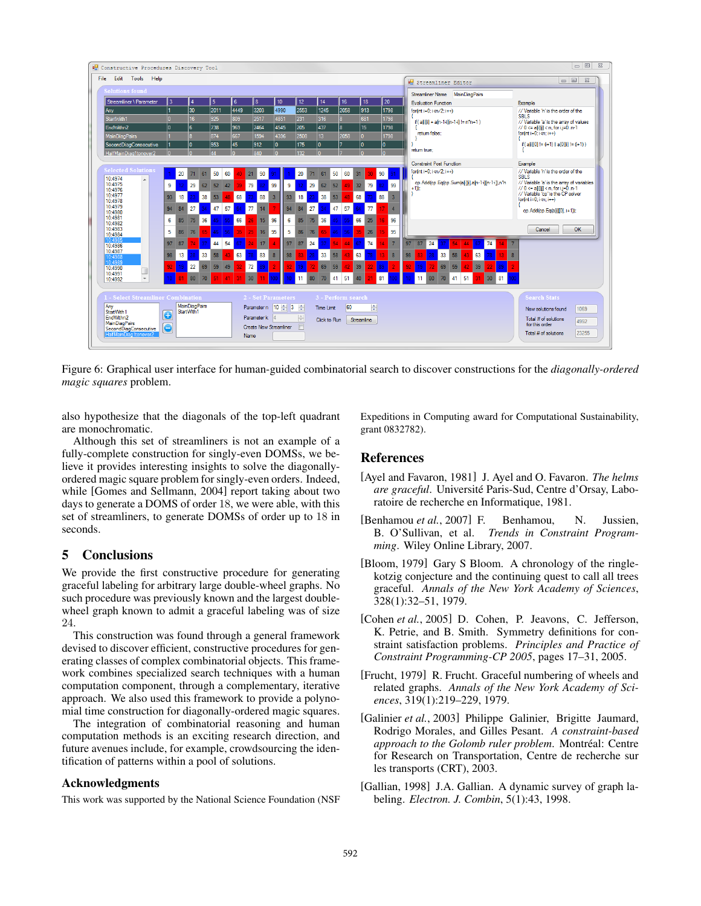Figure 6: Graphical user interface for human-guided combinatorial search to discover constructions for the *diagonally-ordered magic squares* problem.

also hypothesize that the diagonals of the top-left quadrant are monochromatic.

Although this set of streamliners is not an example of a fully-complete construction for singly-even DOMSs, we believe it provides interesting insights to solve the diagonally-ordered magic square problem for singly-even orders. Indeed, while [Gomes and Sellmann, 2004] report taking about two days to generate a DOMS of order 18, we were able, with this set of streamliners, to generate DOMSs of order up to 18 in seconds.

## 5 Conclusions

We provide the first constructive procedure for generating graceful labeling for arbitrary large double-wheel graphs. No such procedure was previously known and the largest double-wheel graph known to admit a graceful labeling was of size 24.

This construction was found through a general framework devised to discover efficient, constructive procedures for generating classes of complex combinatorial objects. This framework combines specialized search techniques with a human computation component, through a complementary, iterative approach. We also used this framework to provide a polynomial time construction for diagonally-ordered magic squares.

The integration of combinatorial reasoning and human computation methods is an exciting research direction, and future avenues include, for example, crowdsourcing the identification of patterns within a pool of solutions.

## Acknowledgments

This work was supported by the National Science Foundation (NSF Expeditions in Computing award for Computational Sustainability, grant 0832782).

## References

[Ayel and Favaron, 1981] J. Ayel and O. Favaron. *The helms are graceful*. Université Paris-Sud, Centre d'Orsay, Laboratoire de recherche en Informatique, 1981.

[Benhamou *et al.*, 2007] F. Benhamou, N. Jussien, B. O'Sullivan, et al. *Trends in Constraint Programming*. Wiley Online Library, 2007.

[Bloom, 1979] Gary S Bloom. A chronology of the ringle-kotzig conjecture and the continuing quest to call all trees graceful. *Annals of the New York Academy of Sciences*, 328(1):32–51, 1979.

[Cohen *et al.*, 2005] D. Cohen, P. Jeavons, C. Jefferson, K. Petrie, and B. Smith. Symmetry definitions for constraint satisfaction problems. *Principles and Practice of Constraint Programming-CP 2005*, pages 17–31, 2005.

[Frucht, 1979] R. Frucht. Graceful numbering of wheels and related graphs. *Annals of the New York Academy of Sciences*, 319(1):219–229, 1979.

[Galinier *et al.*, 2003] Philippe Galinier, Brigitte Jaumard, Rodrigo Morales, and Gilles Pesant. *A constraint-based approach to the Golomb ruler problem*. Montréal: Centre for Research on Transportation, Centre de recherche sur les transports (CRT), 2003.

[Gallian, 1998] J.A. Gallian. A dynamic survey of graph labeling. *Electron. J. Combin*, 5(1):43, 1998.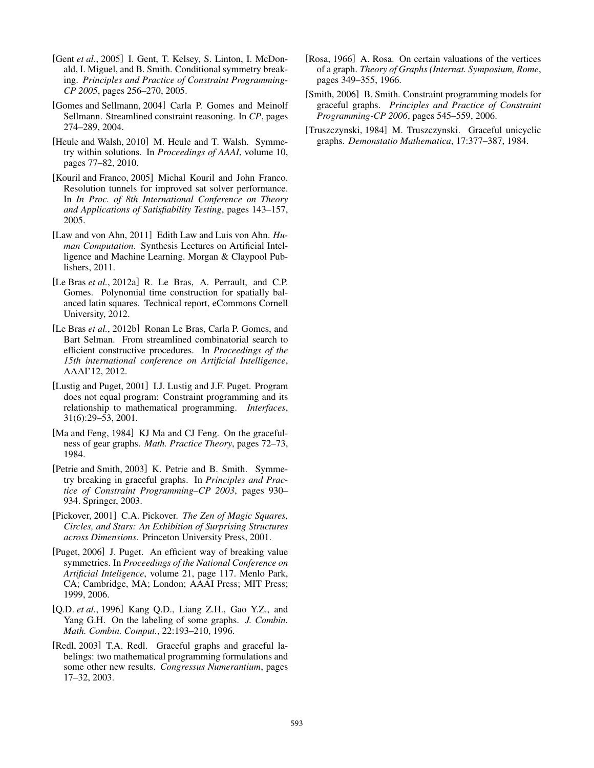[Gent *et al.*, 2005] I. Gent, T. Kelsey, S. Linton, I. McDonald, I. Miguel, and B. Smith. Conditional symmetry breaking. *Principles and Practice of Constraint Programming-CP 2005*, pages 256–270, 2005.

[Gomes and Sellmann, 2004] Carla P. Gomes and Meinolf Sellmann. Streamlined constraint reasoning. In *CP*, pages 274–289, 2004.

[Heule and Walsh, 2010] M. Heule and T. Walsh. Symmetry within solutions. In *Proceedings of AAAI*, volume 10, pages 77–82, 2010.

[Kouril and Franco, 2005] Michal Kouril and John Franco. Resolution tunnels for improved sat solver performance. In *In Proc. of 8th International Conference on Theory and Applications of Satisfiability Testing*, pages 143–157, 2005.

[Law and von Ahn, 2011] Edith Law and Luis von Ahn. *Human Computation*. Synthesis Lectures on Artificial Intelligence and Machine Learning. Morgan & Claypool Publishers, 2011.

[Le Bras *et al.*, 2012a] R. Le Bras, A. Perrault, and C.P. Gomes. Polynomial time construction for spatially balanced latin squares. Technical report, eCommons Cornell University, 2012.

[Le Bras *et al.*, 2012b] Ronan Le Bras, Carla P. Gomes, and Bart Selman. From streamlined combinatorial search to efficient constructive procedures. In *Proceedings of the 15th international conference on Artificial Intelligence*, AAAI'12, 2012.

[Lustig and Puget, 2001] I.J. Lustig and J.F. Puget. Program does not equal program: Constraint programming and its relationship to mathematical programming. *Interfaces*, 31(6):29–53, 2001.

[Ma and Feng, 1984] KJ Ma and CJ Feng. On the gracefulness of gear graphs. *Math. Practice Theory*, pages 72–73, 1984.

[Petrie and Smith, 2003] K. Petrie and B. Smith. Symmetry breaking in graceful graphs. In *Principles and Practice of Constraint Programming–CP 2003*, pages 930–934. Springer, 2003.

[Pickover, 2001] C.A. Pickover. *The Zen of Magic Squares, Circles, and Stars: An Exhibition of Surprising Structures across Dimensions*. Princeton University Press, 2001.

[Puget, 2006] J. Puget. An efficient way of breaking value symmetries. In *Proceedings of the National Conference on Artificial Inteligence*, volume 21, page 117. Menlo Park, CA; Cambridge, MA; London; AAAI Press; MIT Press; 1999, 2006.

[Q.D. *et al.*, 1996] Kang Q.D., Liang Z.H., Gao Y.Z., and Yang G.H. On the labeling of some graphs. *J. Combin. Math. Combin. Comput.*, 22:193–210, 1996.

[Redl, 2003] T.A. Redl. Graceful graphs and graceful labelings: two mathematical programming formulations and some other new results. *Congressus Numerantium*, pages 17–32, 2003.

[Rosa, 1966] A. Rosa. On certain valuations of the vertices of a graph. *Theory of Graphs (Internat. Symposium, Rome*, pages 349–355, 1966.

[Smith, 2006] B. Smith. Constraint programming models for graceful graphs. *Principles and Practice of Constraint Programming-CP 2006*, pages 545–559, 2006.

[Truszczynski, 1984] M. Truszczynski. Graceful unicyclic graphs. *Demonstatio Mathematica*, 17:377–387, 1984.